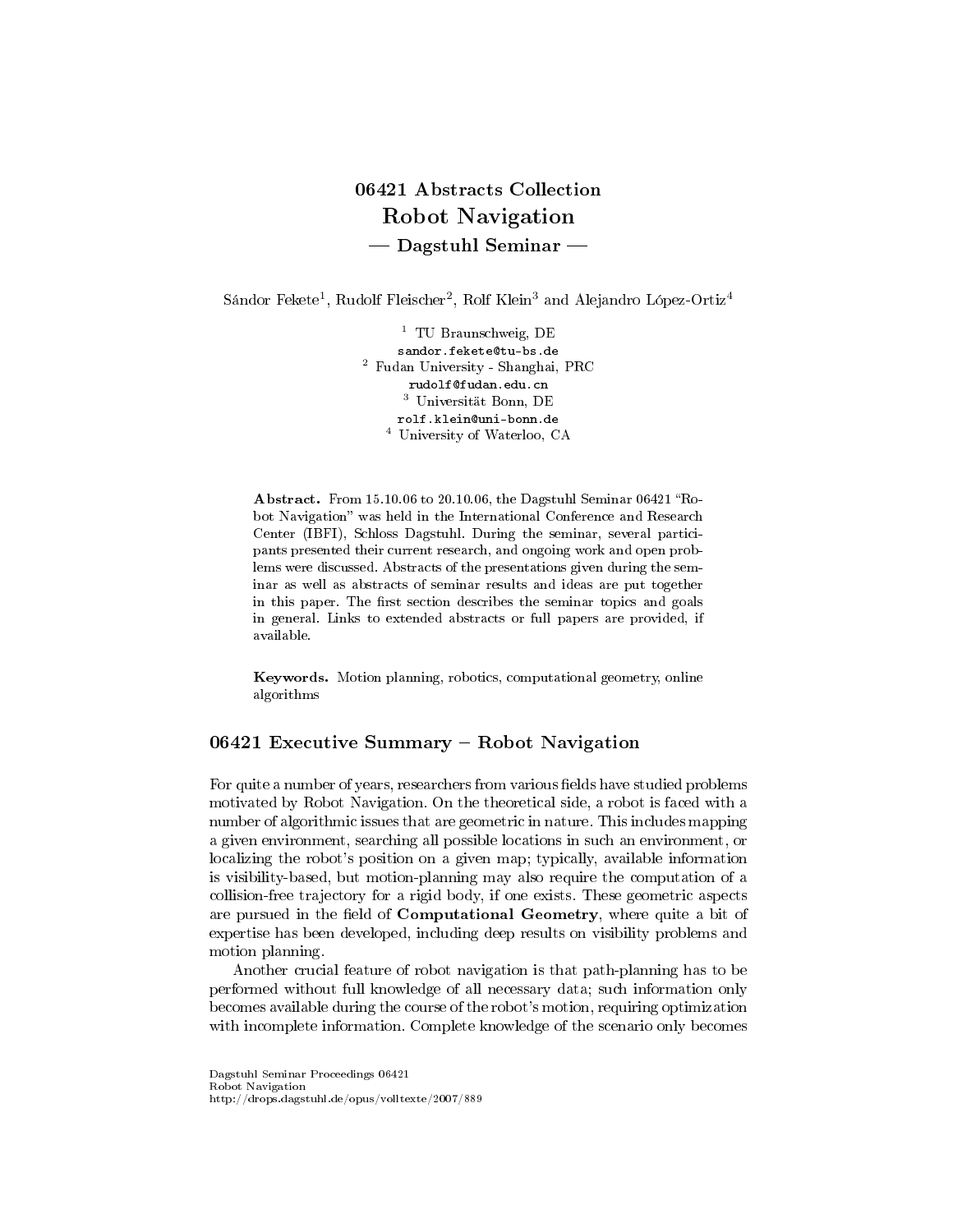# 06421 Abstracts Collection
# Robot Navigation
## — Dagstuhl Seminar —

Sándor Fekete[1], Rudolf Fleischer[2], Rolf Klein[3] and Alejandro López-Ortiz[4]

[1] TU Braunschweig, DE
sandor.fekete@tu-bs.de
[2] Fudan University - Shanghai, PRC
rudolf@fudan.edu.cn
[3] Universität Bonn, DE
rolf.klein@uni-bonn.de
[4] University of Waterloo, CA

**Abstract.** From 15.10.06 to 20.10.06, the Dagstuhl Seminar 06421 "Robot Navigation" was held in the International Conference and Research Center (IBFI), Schloss Dagstuhl. During the seminar, several participants presented their current research, and ongoing work and open problems were discussed. Abstracts of the presentations given during the seminar as well as abstracts of seminar results and ideas are put together in this paper. The first section describes the seminar topics and goals in general. Links to extended abstracts or full papers are provided, if available.

**Keywords.** Motion planning, robotics, computational geometry, online algorithms

## 06421 Executive Summary – Robot Navigation

For quite a number of years, researchers from various fields have studied problems motivated by Robot Navigation. On the theoretical side, a robot is faced with a number of algorithmic issues that are geometric in nature. This includes mapping a given environment, searching all possible locations in such an environment, or localizing the robot's position on a given map; typically, available information is visibility-based, but motion-planning may also require the computation of a collision-free trajectory for a rigid body, if one exists. These geometric aspects are pursued in the field of **Computational Geometry**, where quite a bit of expertise has been developed, including deep results on visibility problems and motion planning.

Another crucial feature of robot navigation is that path-planning has to be performed without full knowledge of all necessary data; such information only becomes available during the course of the robot's motion, requiring optimization with incomplete information. Complete knowledge of the scenario only becomes

Dagstuhl Seminar Proceedings 06421
Robot Navigation
http://drops.dagstuhl.de/opus/volltexte/2007/889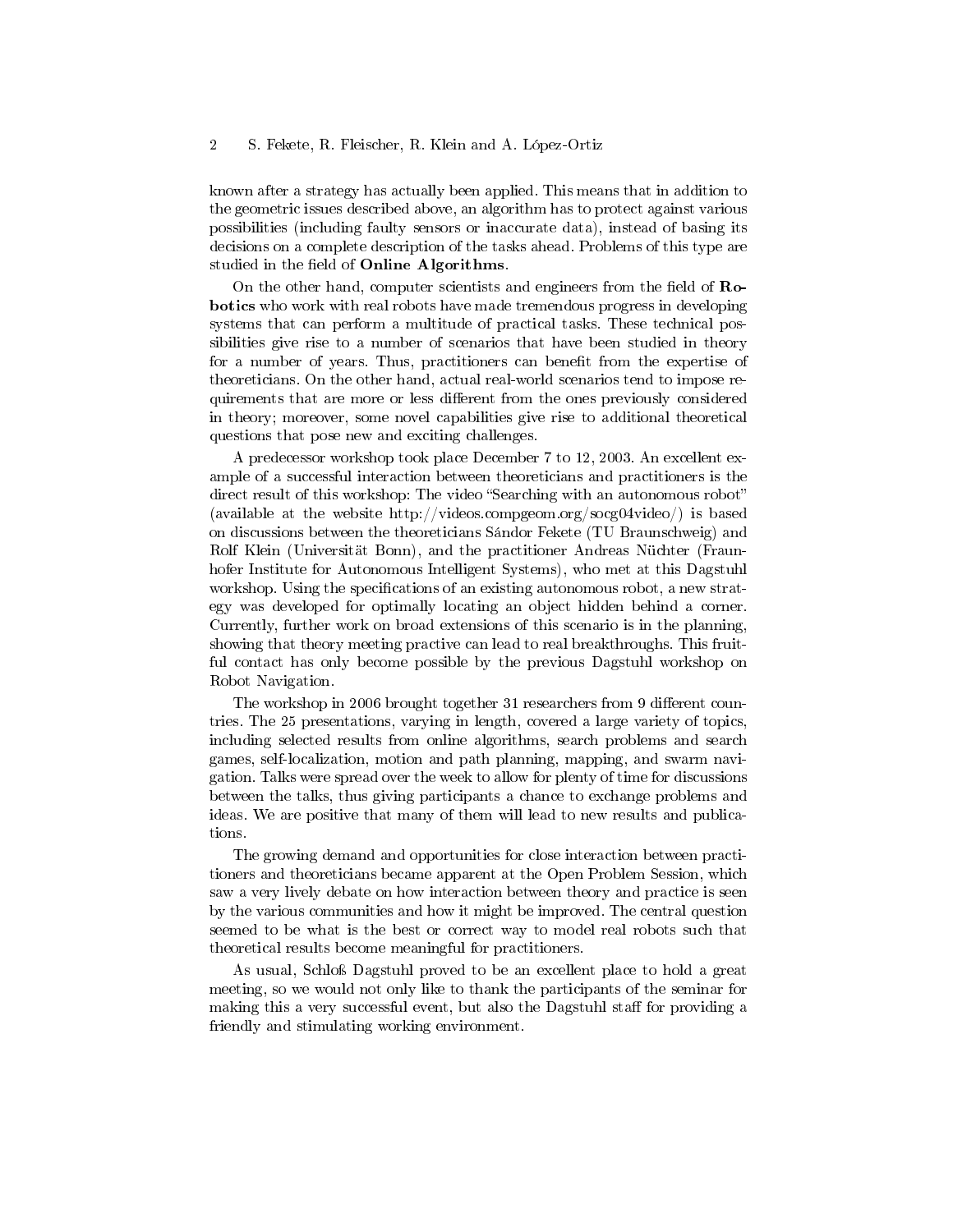known after a strategy has actually been applied. This means that in addition to the geometric issues described above, an algorithm has to protect against various possibilities (including faulty sensors or inaccurate data), instead of basing its decisions on a complete description of the tasks ahead. Problems of this type are studied in the field of **Online Algorithms**.

On the other hand, computer scientists and engineers from the field of **Robotics** who work with real robots have made tremendous progress in developing systems that can perform a multitude of practical tasks. These technical possibilities give rise to a number of scenarios that have been studied in theory for a number of years. Thus, practitioners can benefit from the expertise of theoreticians. On the other hand, actual real-world scenarios tend to impose requirements that are more or less different from the ones previously considered in theory; moreover, some novel capabilities give rise to additional theoretical questions that pose new and exciting challenges.

A predecessor workshop took place December 7 to 12, 2003. An excellent example of a successful interaction between theoreticians and practitioners is the direct result of this workshop: The video "Searching with an autonomous robot" (available at the website http://videos.compgeom.org/socg04video/) is based on discussions between the theoreticians Sándor Fekete (TU Braunschweig) and Rolf Klein (Universität Bonn), and the practitioner Andreas Nüchter (Fraunhofer Institute for Autonomous Intelligent Systems), who met at this Dagstuhl workshop. Using the specifications of an existing autonomous robot, a new strategy was developed for optimally locating an object hidden behind a corner. Currently, further work on broad extensions of this scenario is in the planning, showing that theory meeting practive can lead to real breakthroughs. This fruitful contact has only become possible by the previous Dagstuhl workshop on Robot Navigation.

The workshop in 2006 brought together 31 researchers from 9 different countries. The 25 presentations, varying in length, covered a large variety of topics, including selected results from online algorithms, search problems and search games, self-localization, motion and path planning, mapping, and swarm navigation. Talks were spread over the week to allow for plenty of time for discussions between the talks, thus giving participants a chance to exchange problems and ideas. We are positive that many of them will lead to new results and publications.

The growing demand and opportunities for close interaction between practitioners and theoreticians became apparent at the Open Problem Session, which saw a very lively debate on how interaction between theory and practice is seen by the various communities and how it might be improved. The central question seemed to be what is the best or correct way to model real robots such that theoretical results become meaningful for practitioners.

As usual, Schloß Dagstuhl proved to be an excellent place to hold a great meeting, so we would not only like to thank the participants of the seminar for making this a very successful event, but also the Dagstuhl staff for providing a friendly and stimulating working environment.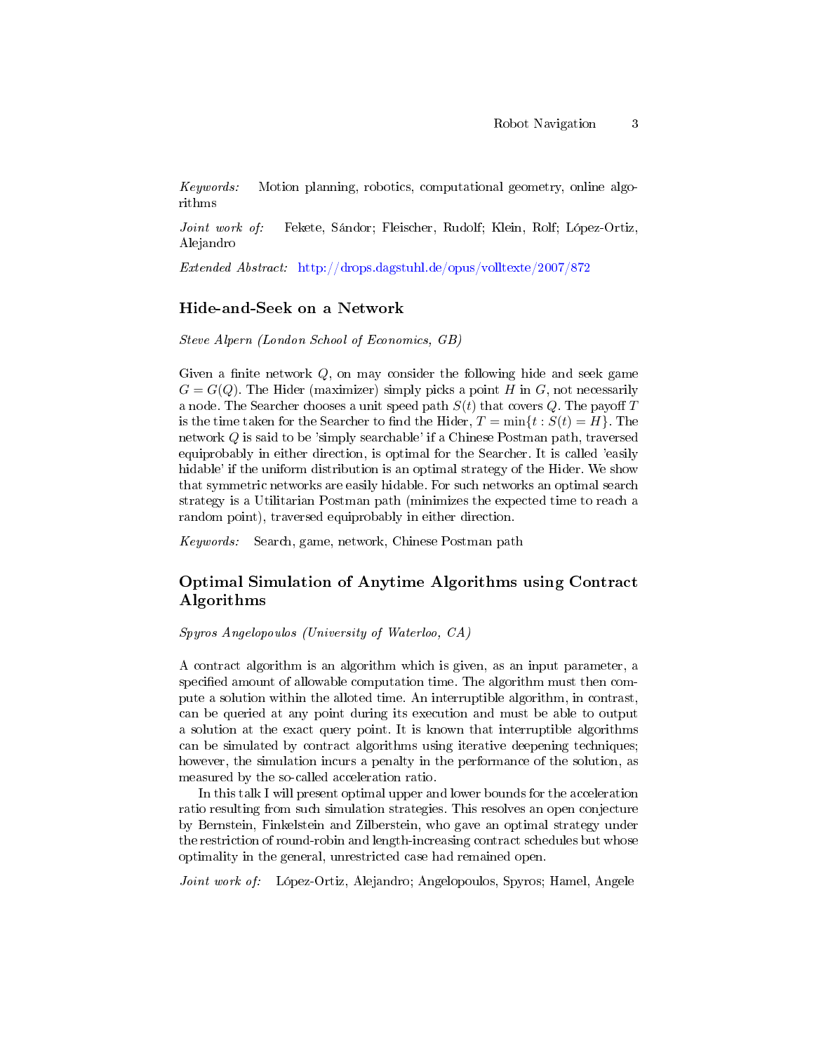*Keywords:* Motion planning, robotics, computational geometry, online algorithms

*Joint work of:* Fekete, Sándor; Fleischer, Rudolf; Klein, Rolf; López-Ortiz, Alejandro

*Extended Abstract:* http://drops.dagstuhl.de/opus/volltexte/2007/872

## Hide-and-Seek on a Network

*Steve Alpern (London School of Economics, GB)*

Given a finite network $Q$, on may consider the following hide and seek game $G = G(Q)$. The Hider (maximizer) simply picks a point $H$ in $G$, not necessarily a node. The Searcher chooses a unit speed path $S(t)$ that covers $Q$. The payoff $T$ is the time taken for the Searcher to find the Hider, $T = \min\{t : S(t) = H\}$. The network $Q$ is said to be 'simply searchable' if a Chinese Postman path, traversed equiprobably in either direction, is optimal for the Searcher. It is called 'easily hidable' if the uniform distribution is an optimal strategy of the Hider. We show that symmetric networks are easily hidable. For such networks an optimal search strategy is a Utilitarian Postman path (minimizes the expected time to reach a random point), traversed equiprobably in either direction.

*Keywords:* Search, game, network, Chinese Postman path

## Optimal Simulation of Anytime Algorithms using Contract Algorithms

*Spyros Angelopoulos (University of Waterloo, CA)*

A contract algorithm is an algorithm which is given, as an input parameter, a specified amount of allowable computation time. The algorithm must then compute a solution within the alloted time. An interruptible algorithm, in contrast, can be queried at any point during its execution and must be able to output a solution at the exact query point. It is known that interruptible algorithms can be simulated by contract algorithms using iterative deepening techniques; however, the simulation incurs a penalty in the performance of the solution, as measured by the so-called acceleration ratio.

In this talk I will present optimal upper and lower bounds for the acceleration ratio resulting from such simulation strategies. This resolves an open conjecture by Bernstein, Finkelstein and Zilberstein, who gave an optimal strategy under the restriction of round-robin and length-increasing contract schedules but whose optimality in the general, unrestricted case had remained open.

*Joint work of:* López-Ortiz, Alejandro; Angelopoulos, Spyros; Hamel, Angele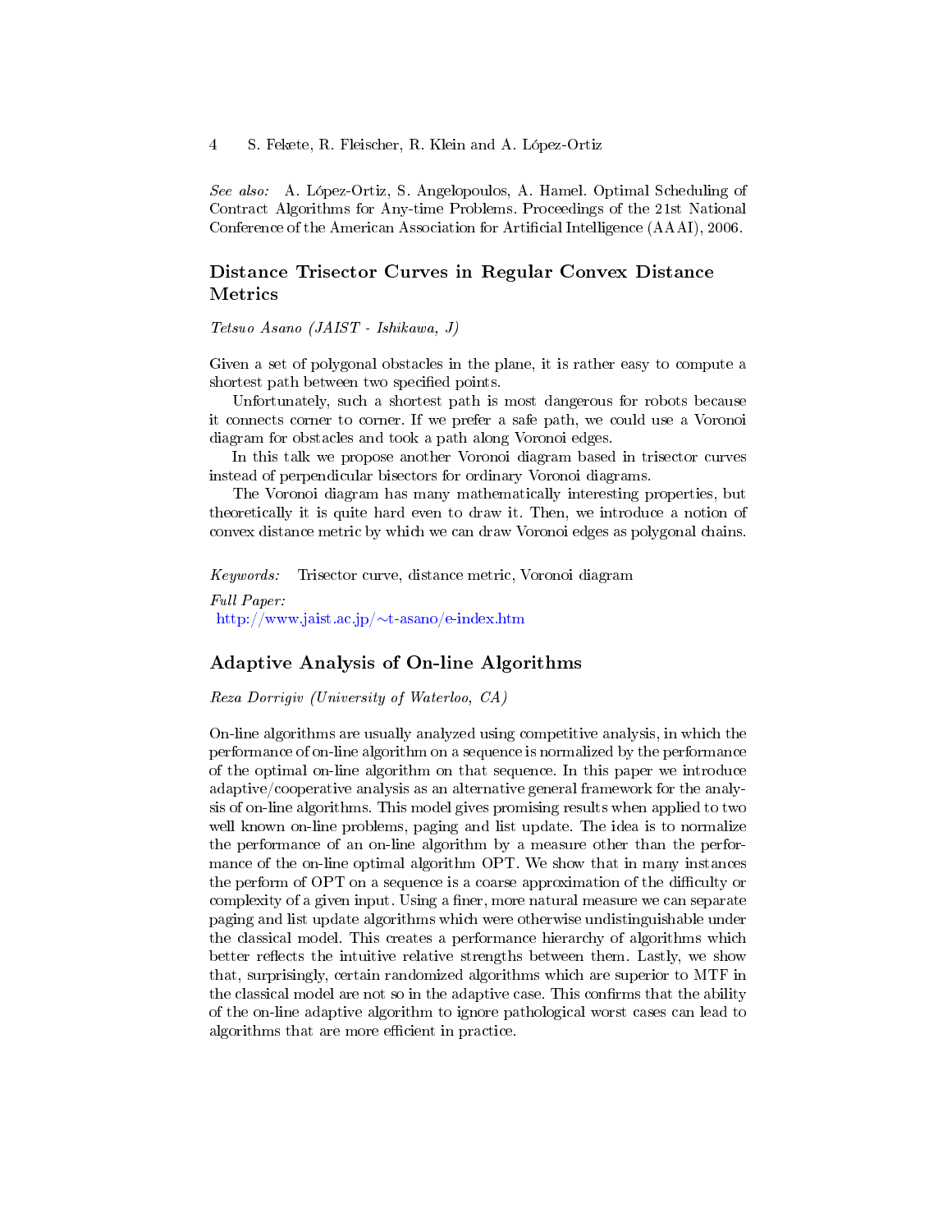*See also:* A. López-Ortiz, S. Angelopoulos, A. Hamel. Optimal Scheduling of Contract Algorithms for Any-time Problems. Proceedings of the 21st National Conference of the American Association for Artificial Intelligence (AAAI), 2006.

## Distance Trisector Curves in Regular Convex Distance Metrics

*Tetsuo Asano (JAIST - Ishikawa, J)*

Given a set of polygonal obstacles in the plane, it is rather easy to compute a shortest path between two specified points.

Unfortunately, such a shortest path is most dangerous for robots because it connects corner to corner. If we prefer a safe path, we could use a Voronoi diagram for obstacles and took a path along Voronoi edges.

In this talk we propose another Voronoi diagram based in trisector curves instead of perpendicular bisectors for ordinary Voronoi diagrams.

The Voronoi diagram has many mathematically interesting properties, but theoretically it is quite hard even to draw it. Then, we introduce a notion of convex distance metric by which we can draw Voronoi edges as polygonal chains.

*Keywords:* Trisector curve, distance metric, Voronoi diagram

*Full Paper:*
http://www.jaist.ac.jp/~t-asano/e-index.htm

## Adaptive Analysis of On-line Algorithms

*Reza Dorrigiv (University of Waterloo, CA)*

On-line algorithms are usually analyzed using competitive analysis, in which the performance of on-line algorithm on a sequence is normalized by the performance of the optimal on-line algorithm on that sequence. In this paper we introduce adaptive/cooperative analysis as an alternative general framework for the analysis of on-line algorithms. This model gives promising results when applied to two well known on-line problems, paging and list update. The idea is to normalize the performance of an on-line algorithm by a measure other than the performance of the on-line optimal algorithm OPT. We show that in many instances the perform of OPT on a sequence is a coarse approximation of the difficulty or complexity of a given input. Using a finer, more natural measure we can separate paging and list update algorithms which were otherwise undistinguishable under the classical model. This creates a performance hierarchy of algorithms which better reflects the intuitive relative strengths between them. Lastly, we show that, surprisingly, certain randomized algorithms which are superior to MTF in the classical model are not so in the adaptive case. This confirms that the ability of the on-line adaptive algorithm to ignore pathological worst cases can lead to algorithms that are more efficient in practice.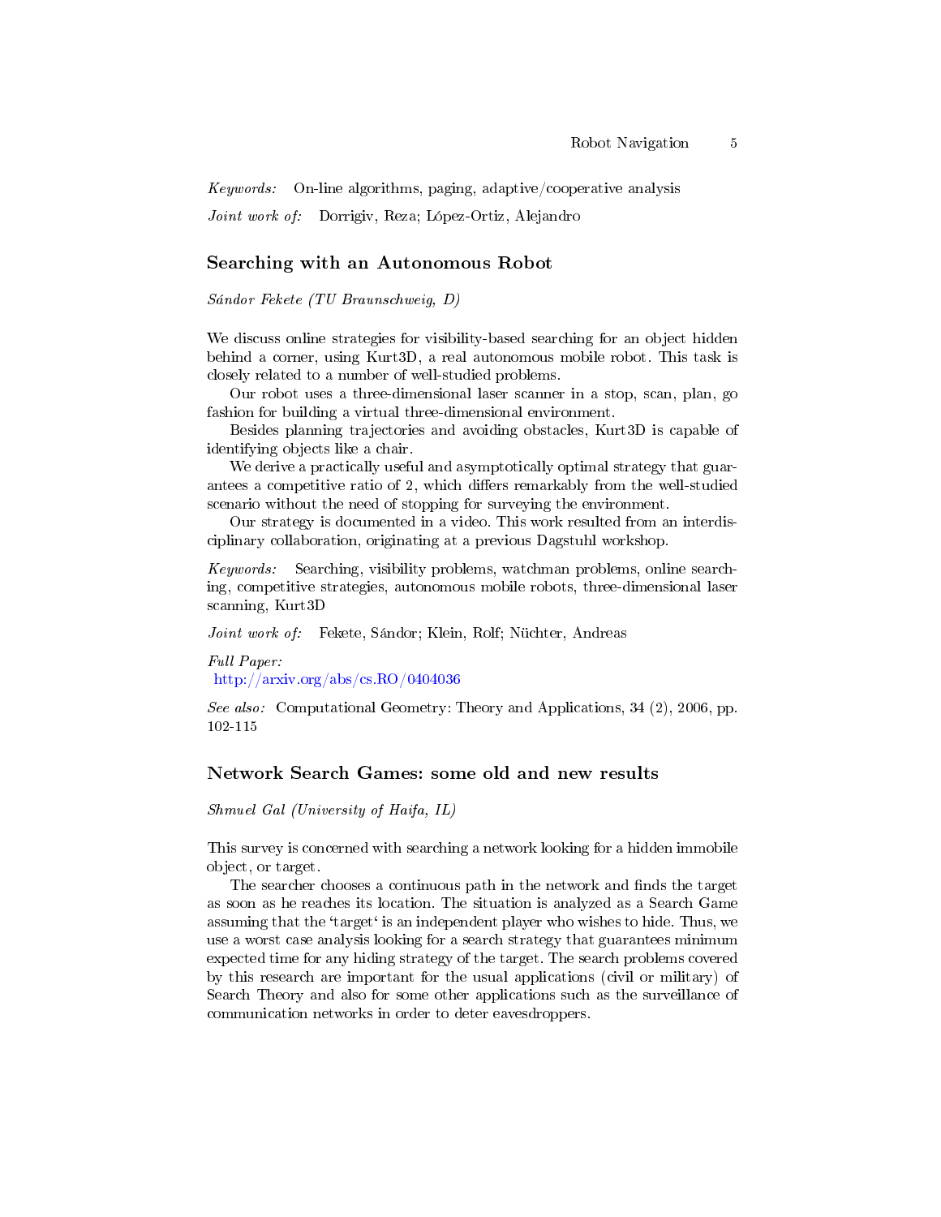*Keywords:* On-line algorithms, paging, adaptive/cooperative analysis

*Joint work of:* Dorrigiv, Reza; López-Ortiz, Alejandro

## Searching with an Autonomous Robot

*Sándor Fekete (TU Braunschweig, D)*

We discuss online strategies for visibility-based searching for an object hidden behind a corner, using Kurt3D, a real autonomous mobile robot. This task is closely related to a number of well-studied problems.

Our robot uses a three-dimensional laser scanner in a stop, scan, plan, go fashion for building a virtual three-dimensional environment.

Besides planning trajectories and avoiding obstacles, Kurt3D is capable of identifying objects like a chair.

We derive a practically useful and asymptotically optimal strategy that guarantees a competitive ratio of 2, which differs remarkably from the well-studied scenario without the need of stopping for surveying the environment.

Our strategy is documented in a video. This work resulted from an interdisciplinary collaboration, originating at a previous Dagstuhl workshop.

*Keywords:* Searching, visibility problems, watchman problems, online searching, competitive strategies, autonomous mobile robots, three-dimensional laser scanning, Kurt3D

*Joint work of:* Fekete, Sándor; Klein, Rolf; Nüchter, Andreas

*Full Paper:*
http://arxiv.org/abs/cs.RO/0404036

*See also:* Computational Geometry: Theory and Applications, 34 (2), 2006, pp. 102-115

## Network Search Games: some old and new results

*Shmuel Gal (University of Haifa, IL)*

This survey is concerned with searching a network looking for a hidden immobile object, or target.

The searcher chooses a continuous path in the network and finds the target as soon as he reaches its location. The situation is analyzed as a Search Game assuming that the 'target' is an independent player who wishes to hide. Thus, we use a worst case analysis looking for a search strategy that guarantees minimum expected time for any hiding strategy of the target. The search problems covered by this research are important for the usual applications (civil or military) of Search Theory and also for some other applications such as the surveillance of communication networks in order to deter eavesdroppers.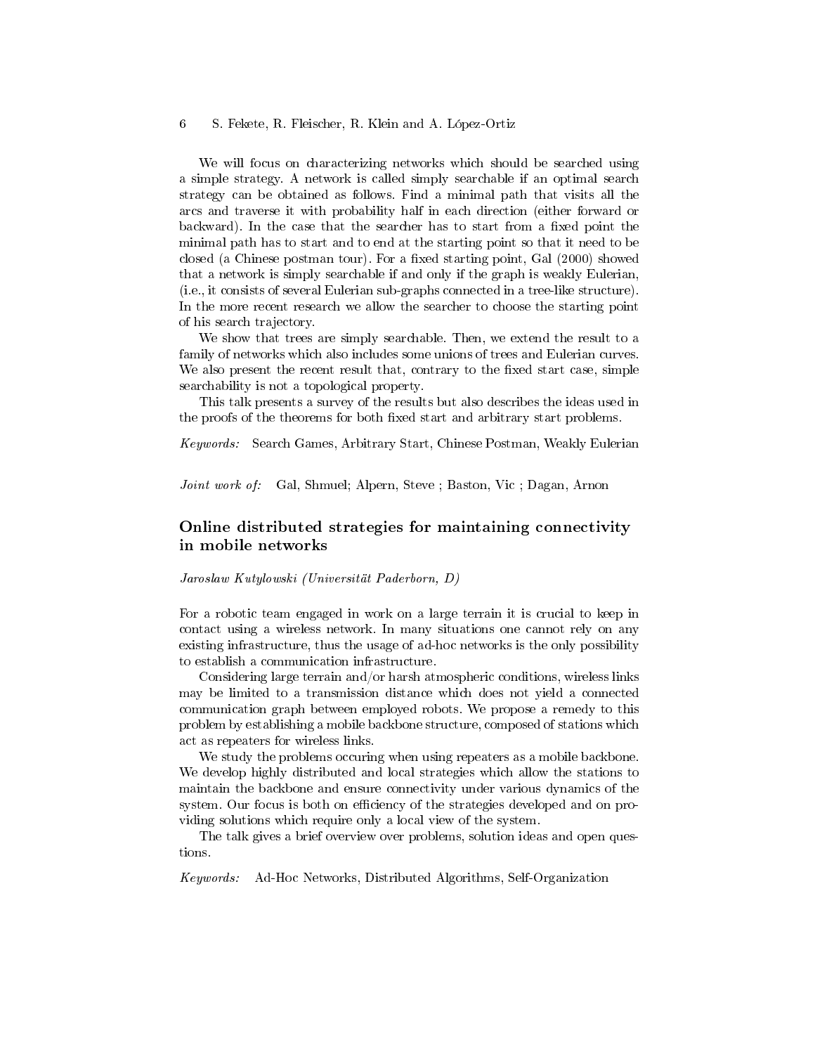We will focus on characterizing networks which should be searched using a simple strategy. A network is called simply searchable if an optimal search strategy can be obtained as follows. Find a minimal path that visits all the arcs and traverse it with probability half in each direction (either forward or backward). In the case that the searcher has to start from a fixed point the minimal path has to start and to end at the starting point so that it need to be closed (a Chinese postman tour). For a fixed starting point, Gal (2000) showed that a network is simply searchable if and only if the graph is weakly Eulerian, (i.e., it consists of several Eulerian sub-graphs connected in a tree-like structure). In the more recent research we allow the searcher to choose the starting point of his search trajectory.

We show that trees are simply searchable. Then, we extend the result to a family of networks which also includes some unions of trees and Eulerian curves. We also present the recent result that, contrary to the fixed start case, simple searchability is not a topological property.

This talk presents a survey of the results but also describes the ideas used in the proofs of the theorems for both fixed start and arbitrary start problems.

*Keywords:* Search Games, Arbitrary Start, Chinese Postman, Weakly Eulerian

*Joint work of:* Gal, Shmuel; Alpern, Steve ; Baston, Vic ; Dagan, Arnon

## Online distributed strategies for maintaining connectivity in mobile networks

*Jaroslaw Kutylowski (Universität Paderborn, D)*

For a robotic team engaged in work on a large terrain it is crucial to keep in contact using a wireless network. In many situations one cannot rely on any existing infrastructure, thus the usage of ad-hoc networks is the only possibility to establish a communication infrastructure.

Considering large terrain and/or harsh atmospheric conditions, wireless links may be limited to a transmission distance which does not yield a connected communication graph between employed robots. We propose a remedy to this problem by establishing a mobile backbone structure, composed of stations which act as repeaters for wireless links.

We study the problems occuring when using repeaters as a mobile backbone. We develop highly distributed and local strategies which allow the stations to maintain the backbone and ensure connectivity under various dynamics of the system. Our focus is both on efficiency of the strategies developed and on providing solutions which require only a local view of the system.

The talk gives a brief overview over problems, solution ideas and open questions.

*Keywords:* Ad-Hoc Networks, Distributed Algorithms, Self-Organization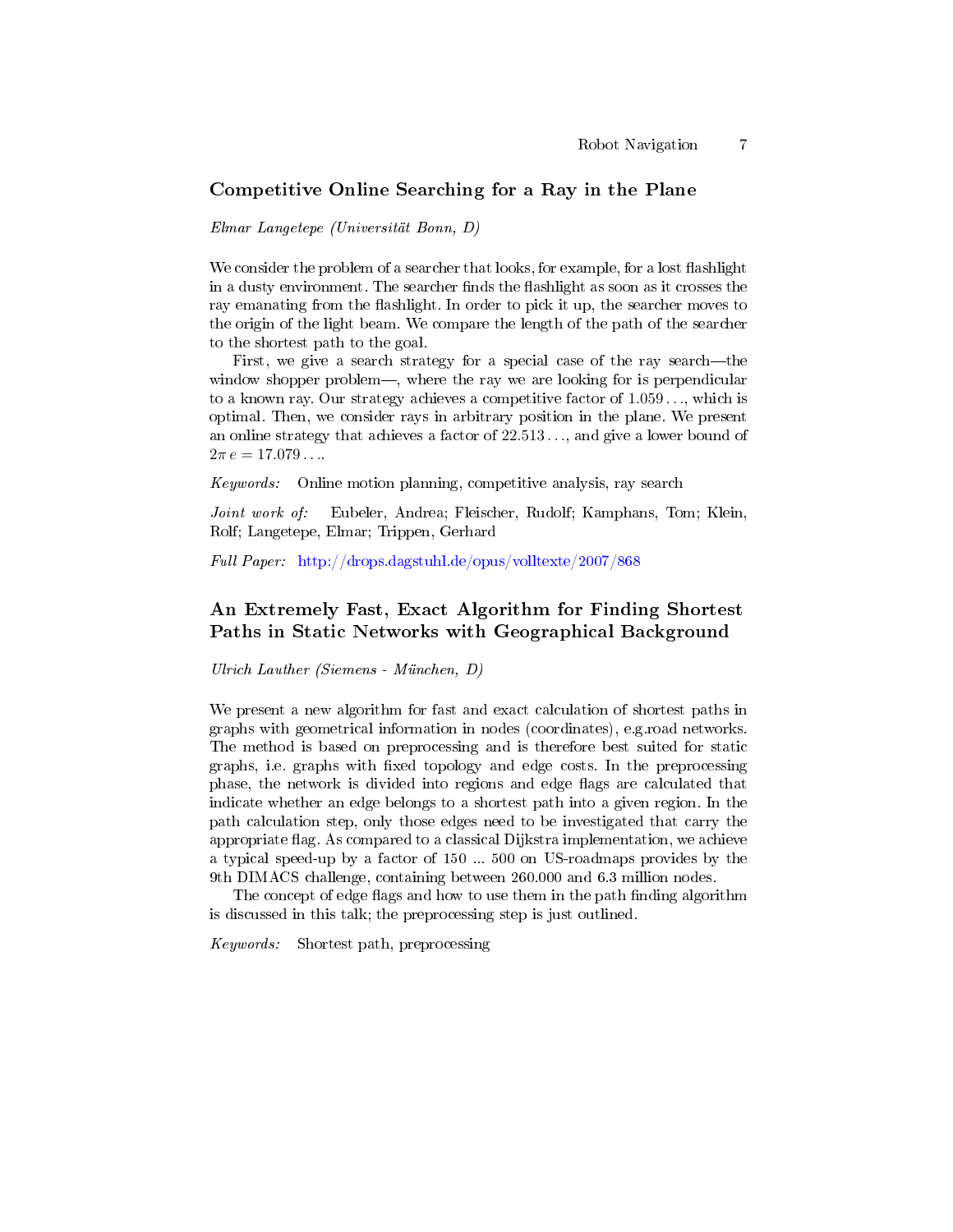## Competitive Online Searching for a Ray in the Plane

*Elmar Langetepe (Universität Bonn, D)*

We consider the problem of a searcher that looks, for example, for a lost flashlight in a dusty environment. The searcher finds the flashlight as soon as it crosses the ray emanating from the flashlight. In order to pick it up, the searcher moves to the origin of the light beam. We compare the length of the path of the searcher to the shortest path to the goal.

First, we give a search strategy for a special case of the ray search—the window shopper problem—, where the ray we are looking for is perpendicular to a known ray. Our strategy achieves a competitive factor of $1.059\ldots$, which is optimal. Then, we consider rays in arbitrary position in the plane. We present an online strategy that achieves a factor of $22.513\ldots$, and give a lower bound of $2\pi\, e = 17.079\ldots$.

*Keywords:* Online motion planning, competitive analysis, ray search

*Joint work of:* Eubeler, Andrea; Fleischer, Rudolf; Kamphans, Tom; Klein, Rolf; Langetepe, Elmar; Trippen, Gerhard

*Full Paper:* http://drops.dagstuhl.de/opus/volltexte/2007/868

## An Extremely Fast, Exact Algorithm for Finding Shortest Paths in Static Networks with Geographical Background

*Ulrich Lauther (Siemens - München, D)*

We present a new algorithm for fast and exact calculation of shortest paths in graphs with geometrical information in nodes (coordinates), e.g.road networks. The method is based on preprocessing and is therefore best suited for static graphs, i.e. graphs with fixed topology and edge costs. In the preprocessing phase, the network is divided into regions and edge flags are calculated that indicate whether an edge belongs to a shortest path into a given region. In the path calculation step, only those edges need to be investigated that carry the appropriate flag. As compared to a classical Dijkstra implementation, we achieve a typical speed-up by a factor of 150 ... 500 on US-roadmaps provides by the 9th DIMACS challenge, containing between 260.000 and 6.3 million nodes.

The concept of edge flags and how to use them in the path finding algorithm is discussed in this talk; the preprocessing step is just outlined.

*Keywords:* Shortest path, preprocessing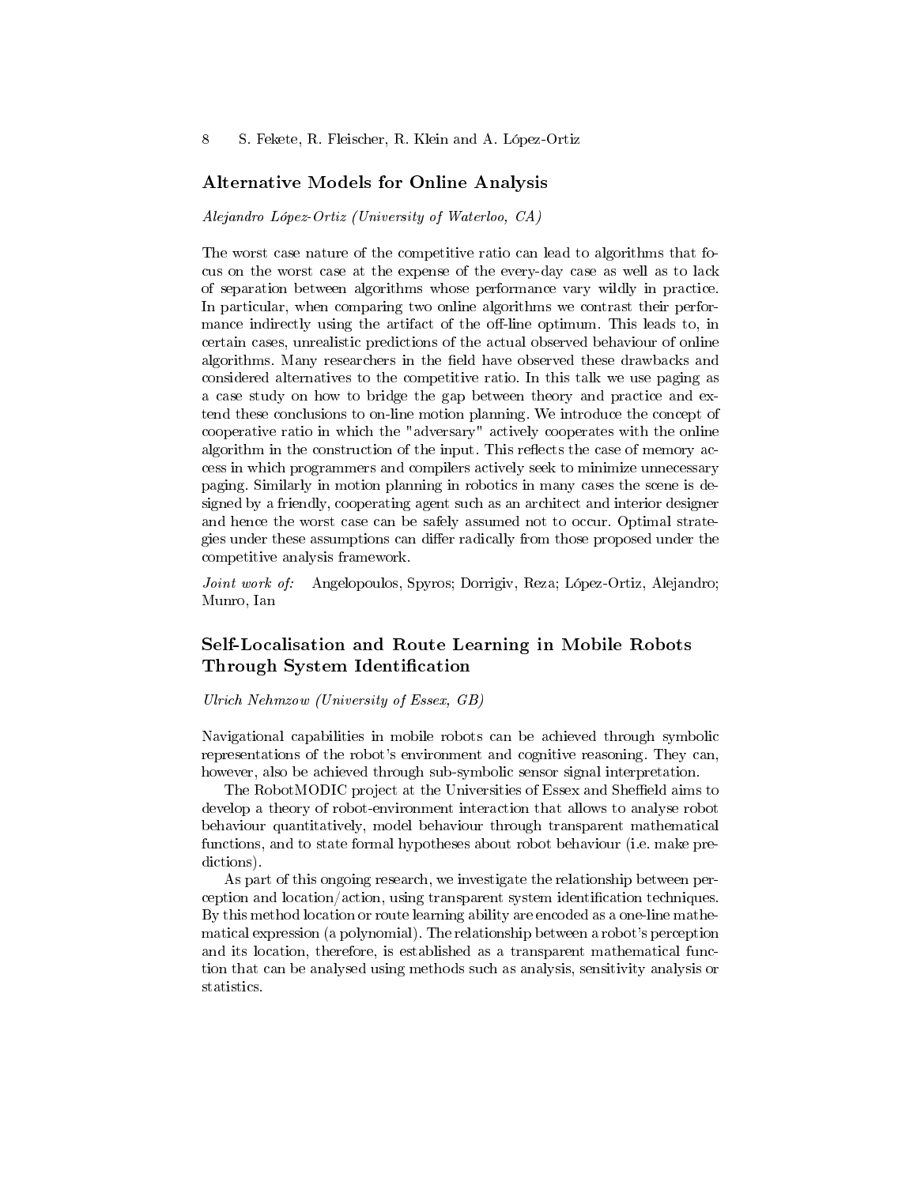## Alternative Models for Online Analysis

*Alejandro López-Ortiz (University of Waterloo, CA)*

The worst case nature of the competitive ratio can lead to algorithms that focus on the worst case at the expense of the every-day case as well as to lack of separation between algorithms whose performance vary wildly in practice. In particular, when comparing two online algorithms we contrast their performance indirectly using the artifact of the off-line optimum. This leads to, in certain cases, unrealistic predictions of the actual observed behaviour of online algorithms. Many researchers in the field have observed these drawbacks and considered alternatives to the competitive ratio. In this talk we use paging as a case study on how to bridge the gap between theory and practice and extend these conclusions to on-line motion planning. We introduce the concept of cooperative ratio in which the "adversary" actively cooperates with the online algorithm in the construction of the input. This reflects the case of memory access in which programmers and compilers actively seek to minimize unnecessary paging. Similarly in motion planning in robotics in many cases the scene is designed by a friendly, cooperating agent such as an architect and interior designer and hence the worst case can be safely assumed not to occur. Optimal strategies under these assumptions can differ radically from those proposed under the competitive analysis framework.

*Joint work of:* Angelopoulos, Spyros; Dorrigiv, Reza; López-Ortiz, Alejandro; Munro, Ian

## Self-Localisation and Route Learning in Mobile Robots Through System Identification

*Ulrich Nehmzow (University of Essex, GB)*

Navigational capabilities in mobile robots can be achieved through symbolic representations of the robot's environment and cognitive reasoning. They can, however, also be achieved through sub-symbolic sensor signal interpretation.

The RobotMODIC project at the Universities of Essex and Sheffield aims to develop a theory of robot-environment interaction that allows to analyse robot behaviour quantitatively, model behaviour through transparent mathematical functions, and to state formal hypotheses about robot behaviour (i.e. make predictions).

As part of this ongoing research, we investigate the relationship between perception and location/action, using transparent system identification techniques. By this method location or route learning ability are encoded as a one-line mathematical expression (a polynomial). The relationship between a robot's perception and its location, therefore, is established as a transparent mathematical function that can be analysed using methods such as analysis, sensitivity analysis or statistics.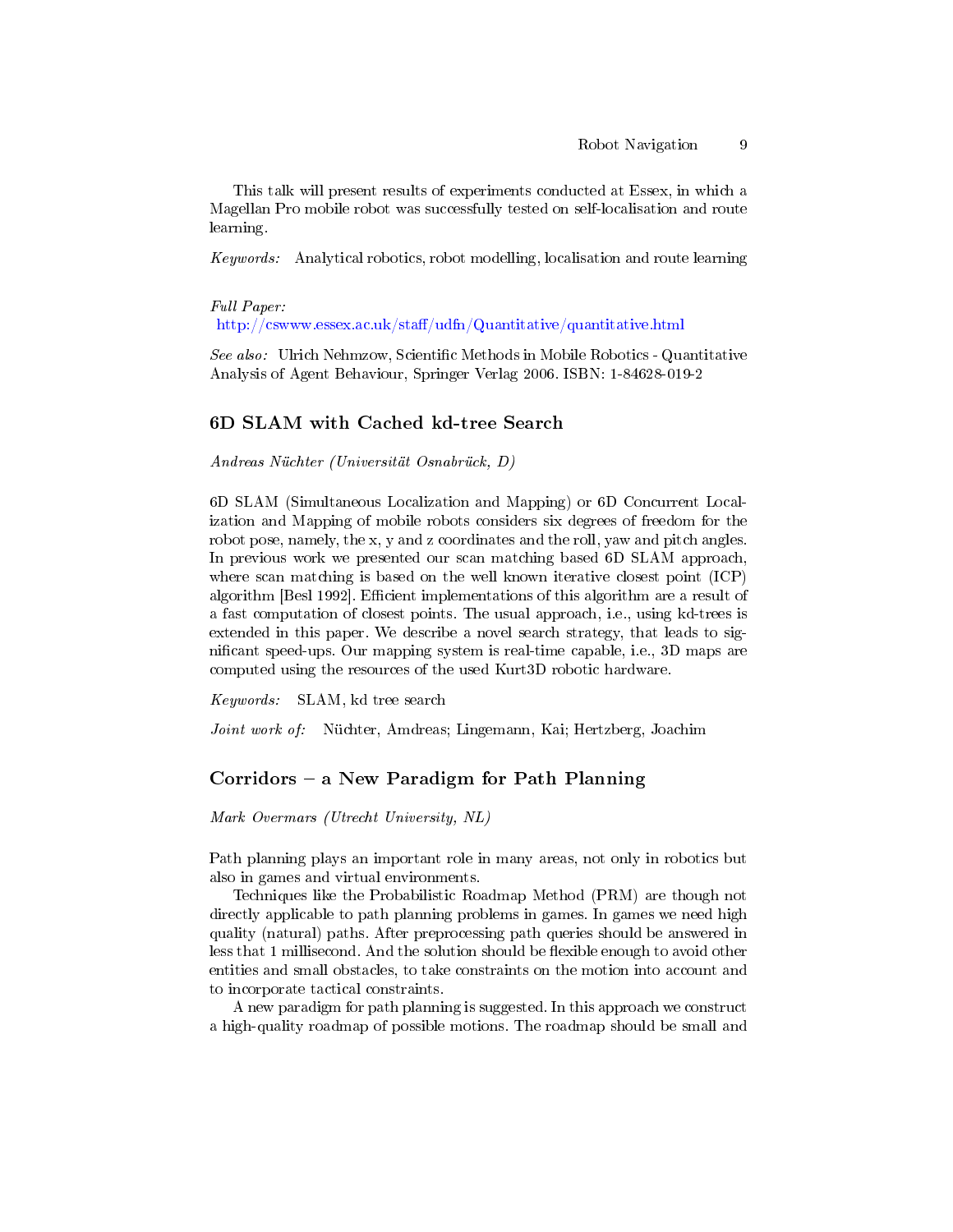This talk will present results of experiments conducted at Essex, in which a Magellan Pro mobile robot was successfully tested on self-localisation and route learning.

*Keywords:* Analytical robotics, robot modelling, localisation and route learning

*Full Paper:*
http://cswww.essex.ac.uk/staff/udfn/Quantitative/quantitative.html

*See also:* Ulrich Nehmzow, Scientific Methods in Mobile Robotics - Quantitative Analysis of Agent Behaviour, Springer Verlag 2006. ISBN: 1-84628-019-2

## 6D SLAM with Cached kd-tree Search

*Andreas Nüchter (Universität Osnabrück, D)*

6D SLAM (Simultaneous Localization and Mapping) or 6D Concurrent Localization and Mapping of mobile robots considers six degrees of freedom for the robot pose, namely, the x, y and z coordinates and the roll, yaw and pitch angles. In previous work we presented our scan matching based 6D SLAM approach, where scan matching is based on the well known iterative closest point (ICP) algorithm [Besl 1992]. Efficient implementations of this algorithm are a result of a fast computation of closest points. The usual approach, i.e., using kd-trees is extended in this paper. We describe a novel search strategy, that leads to significant speed-ups. Our mapping system is real-time capable, i.e., 3D maps are computed using the resources of the used Kurt3D robotic hardware.

*Keywords:* SLAM, kd tree search

*Joint work of:* Nüchter, Amdreas; Lingemann, Kai; Hertzberg, Joachim

## Corridors – a New Paradigm for Path Planning

*Mark Overmars (Utrecht University, NL)*

Path planning plays an important role in many areas, not only in robotics but also in games and virtual environments.

Techniques like the Probabilistic Roadmap Method (PRM) are though not directly applicable to path planning problems in games. In games we need high quality (natural) paths. After preprocessing path queries should be answered in less that 1 millisecond. And the solution should be flexible enough to avoid other entities and small obstacles, to take constraints on the motion into account and to incorporate tactical constraints.

A new paradigm for path planning is suggested. In this approach we construct a high-quality roadmap of possible motions. The roadmap should be small and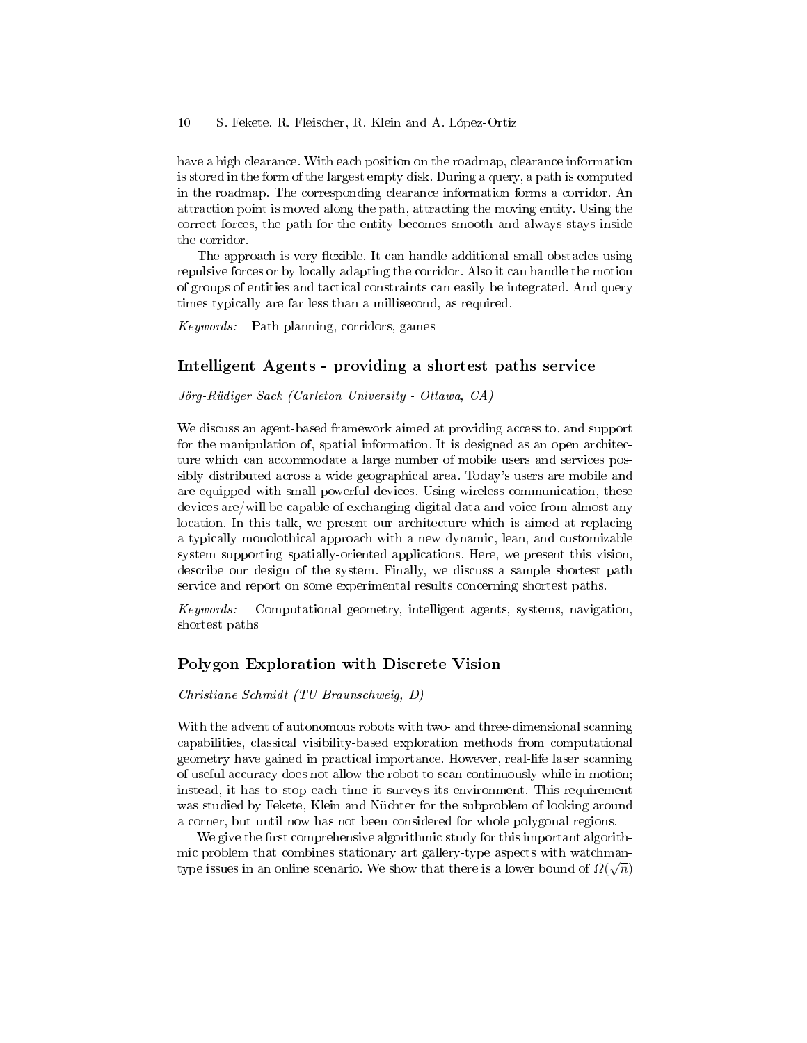have a high clearance. With each position on the roadmap, clearance information is stored in the form of the largest empty disk. During a query, a path is computed in the roadmap. The corresponding clearance information forms a corridor. An attraction point is moved along the path, attracting the moving entity. Using the correct forces, the path for the entity becomes smooth and always stays inside the corridor.

The approach is very flexible. It can handle additional small obstacles using repulsive forces or by locally adapting the corridor. Also it can handle the motion of groups of entities and tactical constraints can easily be integrated. And query times typically are far less than a millisecond, as required.

*Keywords:* Path planning, corridors, games

## Intelligent Agents - providing a shortest paths service

*Jörg-Rüdiger Sack (Carleton University - Ottawa, CA)*

We discuss an agent-based framework aimed at providing access to, and support for the manipulation of, spatial information. It is designed as an open architecture which can accommodate a large number of mobile users and services possibly distributed across a wide geographical area. Today's users are mobile and are equipped with small powerful devices. Using wireless communication, these devices are/will be capable of exchanging digital data and voice from almost any location. In this talk, we present our architecture which is aimed at replacing a typically monolothical approach with a new dynamic, lean, and customizable system supporting spatially-oriented applications. Here, we present this vision, describe our design of the system. Finally, we discuss a sample shortest path service and report on some experimental results concerning shortest paths.

*Keywords:* Computational geometry, intelligent agents, systems, navigation, shortest paths

## Polygon Exploration with Discrete Vision

*Christiane Schmidt (TU Braunschweig, D)*

With the advent of autonomous robots with two- and three-dimensional scanning capabilities, classical visibility-based exploration methods from computational geometry have gained in practical importance. However, real-life laser scanning of useful accuracy does not allow the robot to scan continuously while in motion; instead, it has to stop each time it surveys its environment. This requirement was studied by Fekete, Klein and Nüchter for the subproblem of looking around a corner, but until now has not been considered for whole polygonal regions.

We give the first comprehensive algorithmic study for this important algorithmic problem that combines stationary art gallery-type aspects with watchman-type issues in an online scenario. We show that there is a lower bound of $\Omega(\sqrt{n})$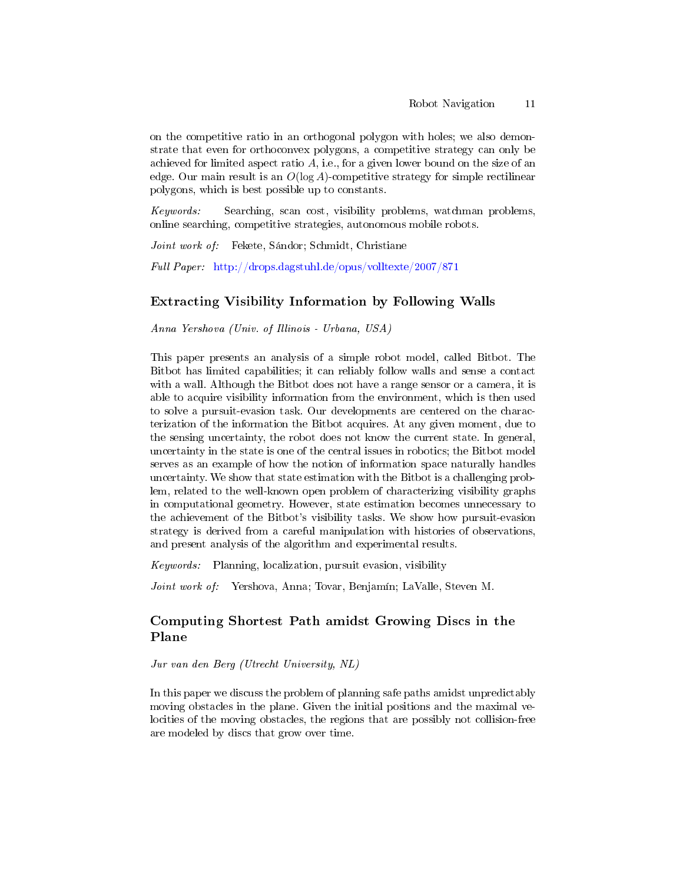on the competitive ratio in an orthogonal polygon with holes; we also demonstrate that even for orthoconvex polygons, a competitive strategy can only be achieved for limited aspect ratio $A$, i.e., for a given lower bound on the size of an edge. Our main result is an $O(\log A)$-competitive strategy for simple rectilinear polygons, which is best possible up to constants.

*Keywords:* Searching, scan cost, visibility problems, watchman problems, online searching, competitive strategies, autonomous mobile robots.

*Joint work of:* Fekete, Sándor; Schmidt, Christiane

*Full Paper:* http://drops.dagstuhl.de/opus/volltexte/2007/871

## Extracting Visibility Information by Following Walls

*Anna Yershova (Univ. of Illinois - Urbana, USA)*

This paper presents an analysis of a simple robot model, called Bitbot. The Bitbot has limited capabilities; it can reliably follow walls and sense a contact with a wall. Although the Bitbot does not have a range sensor or a camera, it is able to acquire visibility information from the environment, which is then used to solve a pursuit-evasion task. Our developments are centered on the characterization of the information the Bitbot acquires. At any given moment, due to the sensing uncertainty, the robot does not know the current state. In general, uncertainty in the state is one of the central issues in robotics; the Bitbot model serves as an example of how the notion of information space naturally handles uncertainty. We show that state estimation with the Bitbot is a challenging problem, related to the well-known open problem of characterizing visibility graphs in computational geometry. However, state estimation becomes unnecessary to the achievement of the Bitbot's visibility tasks. We show how pursuit-evasion strategy is derived from a careful manipulation with histories of observations, and present analysis of the algorithm and experimental results.

*Keywords:* Planning, localization, pursuit evasion, visibility

*Joint work of:* Yershova, Anna; Tovar, Benjamín; LaValle, Steven M.

## Computing Shortest Path amidst Growing Discs in the Plane

*Jur van den Berg (Utrecht University, NL)*

In this paper we discuss the problem of planning safe paths amidst unpredictably moving obstacles in the plane. Given the initial positions and the maximal velocities of the moving obstacles, the regions that are possibly not collision-free are modeled by discs that grow over time.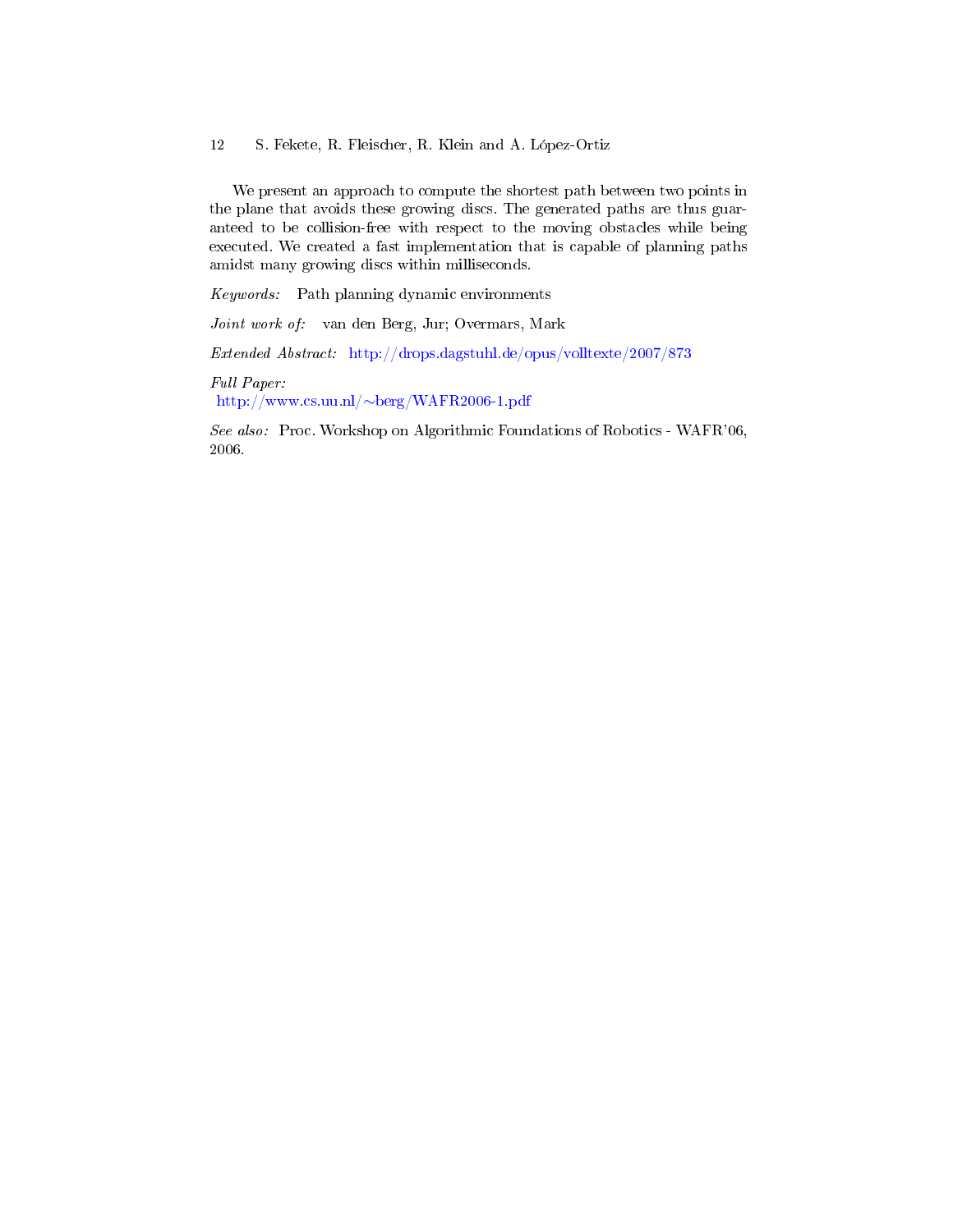We present an approach to compute the shortest path between two points in the plane that avoids these growing discs. The generated paths are thus guaranteed to be collision-free with respect to the moving obstacles while being executed. We created a fast implementation that is capable of planning paths amidst many growing discs within milliseconds.

*Keywords:* Path planning dynamic environments

*Joint work of:* van den Berg, Jur; Overmars, Mark

*Extended Abstract:* http://drops.dagstuhl.de/opus/volltexte/2007/873

*Full Paper:*
http://www.cs.uu.nl/~berg/WAFR2006-1.pdf

*See also:* Proc. Workshop on Algorithmic Foundations of Robotics - WAFR'06, 2006.